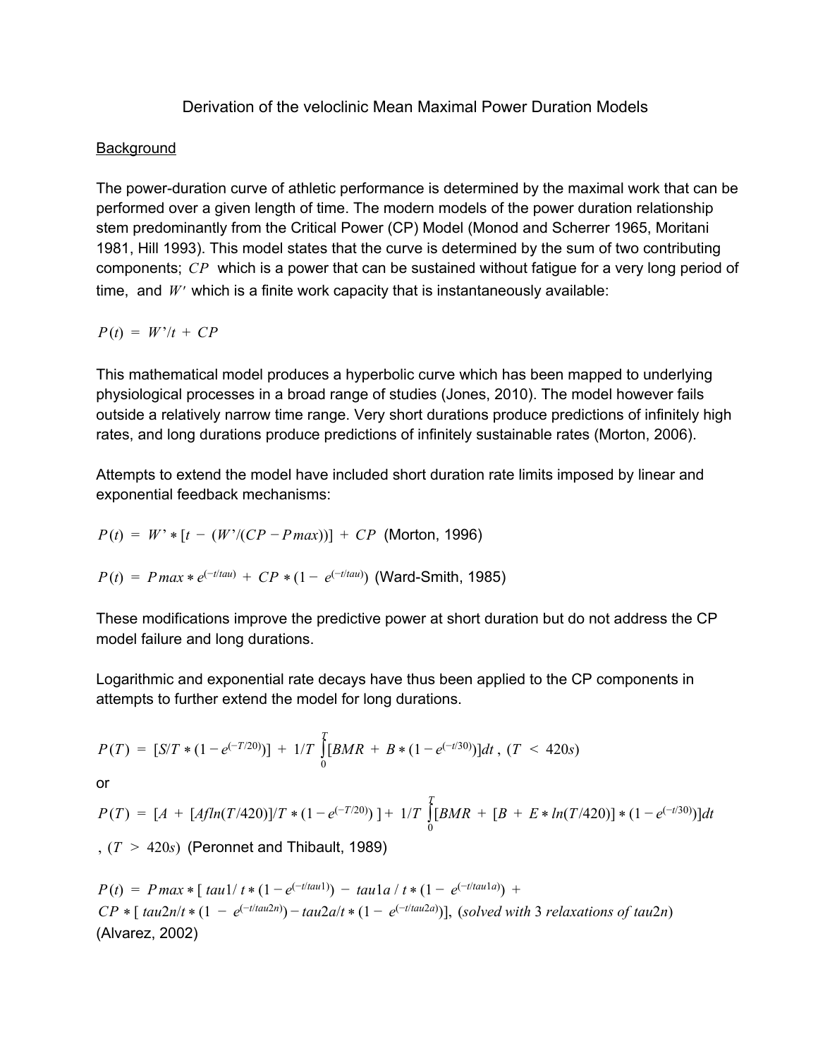Derivation of the veloclinic Mean Maximal Power Duration Models

Background

The power-duration curve of athletic performance is determined by the maximal work that can be performed over a given length of time. The modern models of the power duration relationship stem predominantly from the Critical Power (CP) Model (Monod and Scherrer 1965, Moritani 1981, Hill 1993). This model states that the curve is determined by the sum of two contributing components; $CP$ which is a power that can be sustained without fatigue for a very long period of time, and $W'$ which is a finite work capacity that is instantaneously available:

$$P(t) = W'/t + CP$$

This mathematical model produces a hyperbolic curve which has been mapped to underlying physiological processes in a broad range of studies (Jones, 2010). The model however fails outside a relatively narrow time range. Very short durations produce predictions of infinitely high rates, and long durations produce predictions of infinitely sustainable rates (Morton, 2006).

Attempts to extend the model have included short duration rate limits imposed by linear and exponential feedback mechanisms:

$P(t) = W' * [t - (W'/(CP - Pmax))] + CP$ (Morton, 1996)

$P(t) = Pmax * e^{(-t/tau)} + CP * (1 - e^{(-t/tau)})$ (Ward-Smith, 1985)

These modifications improve the predictive power at short duration but do not address the CP model failure and long durations.

Logarithmic and exponential rate decays have thus been applied to the CP components in attempts to further extend the model for long durations.

$$P(T) = [S/T * (1 - e^{(-T/20)})] + 1/T \int_0^T [BMR + B * (1 - e^{(-t/30)})]dt, \; (T < 420s)$$

or

$$P(T) = [A + [Afln(T/420)]/T * (1 - e^{(-T/20)})] + 1/T \int_0^T [BMR + [B + E * ln(T/420)] * (1 - e^{(-t/30)})]dt$$

, $(T > 420s)$ (Peronnet and Thibault, 1989)

$P(t) = Pmax * [\, tau1/\, t * (1 - e^{(-t/tau1)}) - tau1a\, /\, t * (1 - e^{(-t/tau1a)}) +$
$CP * [\, tau2n/t * (1 - e^{(-t/tau2n)}) - tau2a/t * (1 - e^{(-t/tau2a)})],\; (solved\ with\ 3\ relaxations\ of\ tau2n)$
(Alvarez, 2002)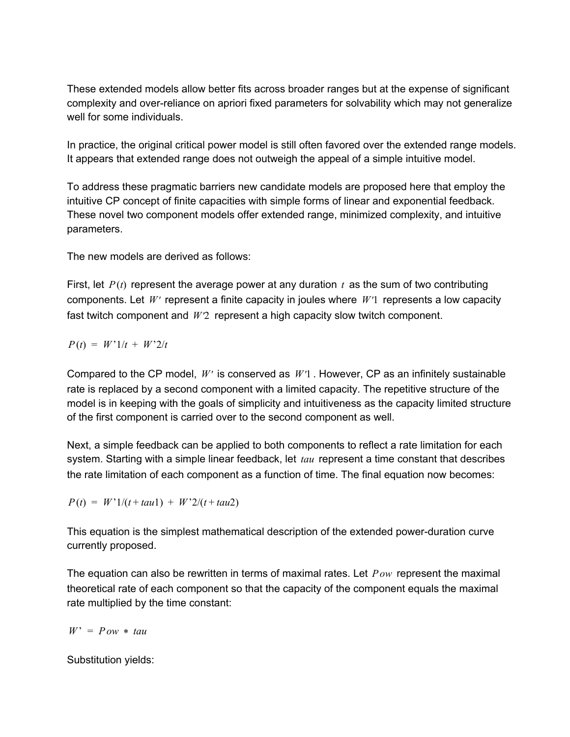These extended models allow better fits across broader ranges but at the expense of significant complexity and over-reliance on apriori fixed parameters for solvability which may not generalize well for some individuals.

In practice, the original critical power model is still often favored over the extended range models. It appears that extended range does not outweigh the appeal of a simple intuitive model.

To address these pragmatic barriers new candidate models are proposed here that employ the intuitive CP concept of finite capacities with simple forms of linear and exponential feedback. These novel two component models offer extended range, minimized complexity, and intuitive parameters.

The new models are derived as follows:

First, let $P(t)$ represent the average power at any duration $t$ as the sum of two contributing components. Let $W'$ represent a finite capacity in joules where $W'1$ represents a low capacity fast twitch component and $W'2$ represent a high capacity slow twitch component.

$$P(t) = W'1/t + W'2/t$$

Compared to the CP model, $W'$ is conserved as $W'1$. However, CP as an infinitely sustainable rate is replaced by a second component with a limited capacity. The repetitive structure of the model is in keeping with the goals of simplicity and intuitiveness as the capacity limited structure of the first component is carried over to the second component as well.

Next, a simple feedback can be applied to both components to reflect a rate limitation for each system. Starting with a simple linear feedback, let $tau$ represent a time constant that describes the rate limitation of each component as a function of time. The final equation now becomes:

$$P(t) = W'1/(t + tau1) + W'2/(t + tau2)$$

This equation is the simplest mathematical description of the extended power-duration curve currently proposed.

The equation can also be rewritten in terms of maximal rates. Let $Pow$ represent the maximal theoretical rate of each component so that the capacity of the component equals the maximal rate multiplied by the time constant:

$$W' = Pow * tau$$

Substitution yields: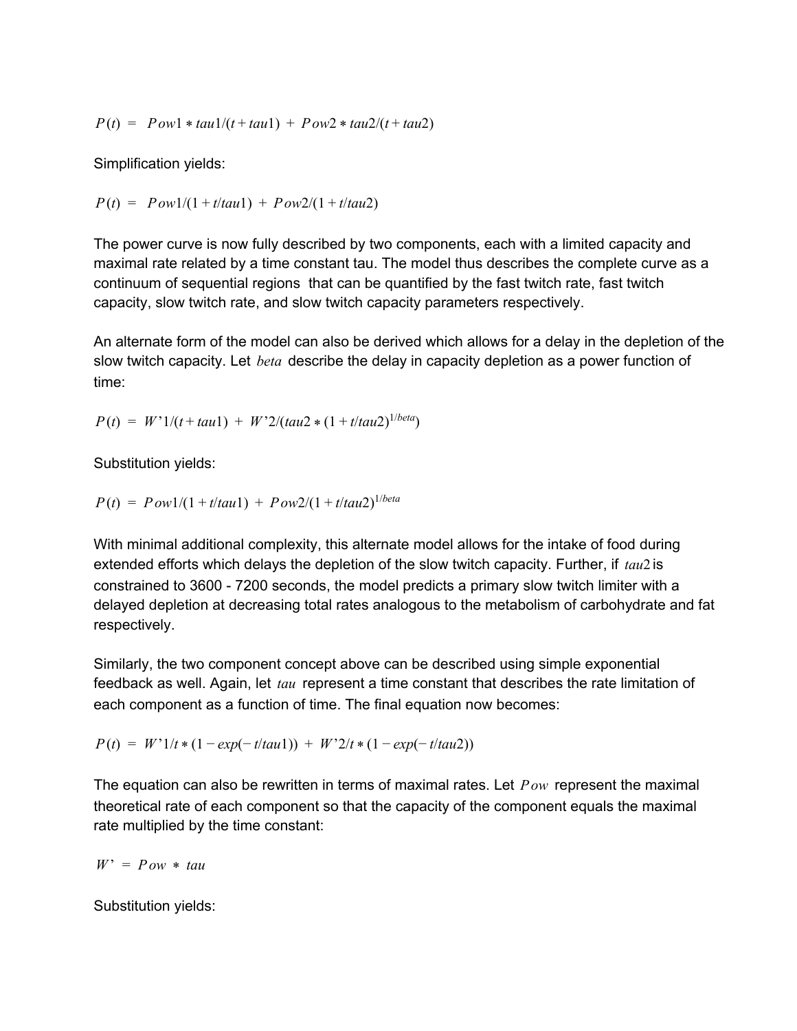$$P(t) = Pow1 * tau1/(t + tau1) + Pow2 * tau2/(t + tau2)$$

Simplification yields:

$$P(t) = Pow1/(1 + t/tau1) + Pow2/(1 + t/tau2)$$

The power curve is now fully described by two components, each with a limited capacity and maximal rate related by a time constant tau. The model thus describes the complete curve as a continuum of sequential regions that can be quantified by the fast twitch rate, fast twitch capacity, slow twitch rate, and slow twitch capacity parameters respectively.

An alternate form of the model can also be derived which allows for a delay in the depletion of the slow twitch capacity. Let $beta$ describe the delay in capacity depletion as a power function of time:

$$P(t) = W'1/(t + tau1) + W'2/(tau2 * (1 + t/tau2)^{1/beta})$$

Substitution yields:

$$P(t) = Pow1/(1 + t/tau1) + Pow2/(1 + t/tau2)^{1/beta}$$

With minimal additional complexity, this alternate model allows for the intake of food during extended efforts which delays the depletion of the slow twitch capacity. Further, if $tau2$ is constrained to 3600 - 7200 seconds, the model predicts a primary slow twitch limiter with a delayed depletion at decreasing total rates analogous to the metabolism of carbohydrate and fat respectively.

Similarly, the two component concept above can be described using simple exponential feedback as well. Again, let $tau$ represent a time constant that describes the rate limitation of each component as a function of time. The final equation now becomes:

$$P(t) = W'1/t * (1 - exp(-t/tau1)) + W'2/t * (1 - exp(-t/tau2))$$

The equation can also be rewritten in terms of maximal rates. Let $Pow$ represent the maximal theoretical rate of each component so that the capacity of the component equals the maximal rate multiplied by the time constant:

$$W' = Pow * tau$$

Substitution yields: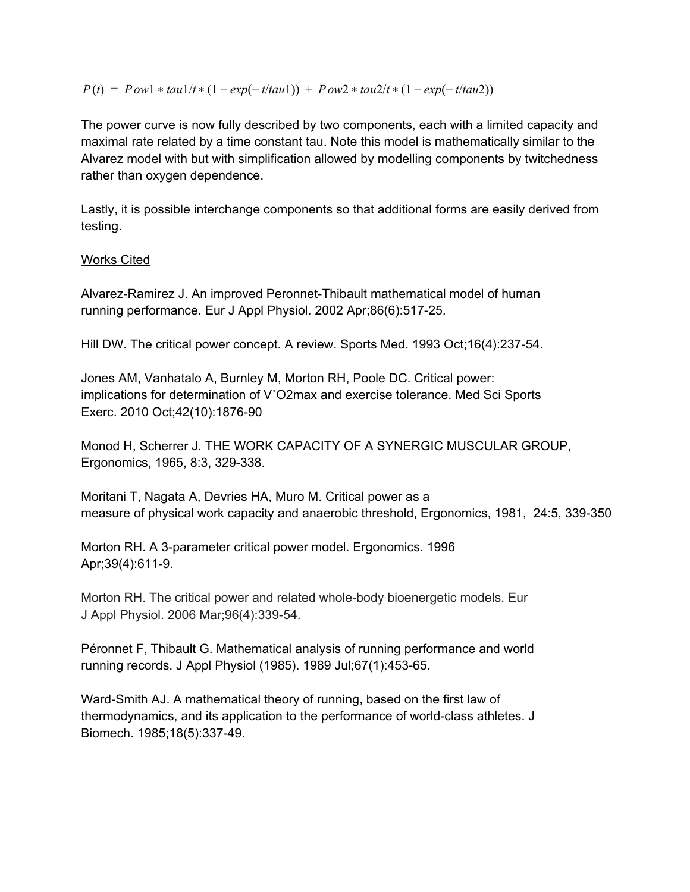$$P(t) = Pow1 * tau1/t * (1 - exp(-t/tau1)) + Pow2 * tau2/t * (1 - exp(-t/tau2))$$

The power curve is now fully described by two components, each with a limited capacity and maximal rate related by a time constant tau. Note this model is mathematically similar to the Alvarez model with but with simplification allowed by modelling components by twitchedness rather than oxygen dependence.

Lastly, it is possible interchange components so that additional forms are easily derived from testing.

<u>Works Cited</u>

Alvarez-Ramirez J. An improved Peronnet-Thibault mathematical model of human running performance. Eur J Appl Physiol. 2002 Apr;86(6):517-25.

Hill DW. The critical power concept. A review. Sports Med. 1993 Oct;16(4):237-54.

Jones AM, Vanhatalo A, Burnley M, Morton RH, Poole DC. Critical power: implications for determination of V˙O2max and exercise tolerance. Med Sci Sports Exerc. 2010 Oct;42(10):1876-90

Monod H, Scherrer J. THE WORK CAPACITY OF A SYNERGIC MUSCULAR GROUP, Ergonomics, 1965, 8:3, 329-338.

Moritani T, Nagata A, Devries HA, Muro M. Critical power as a measure of physical work capacity and anaerobic threshold, Ergonomics, 1981, 24:5, 339-350

Morton RH. A 3-parameter critical power model. Ergonomics. 1996 Apr;39(4):611-9.

Morton RH. The critical power and related whole-body bioenergetic models. Eur J Appl Physiol. 2006 Mar;96(4):339-54.

Péronnet F, Thibault G. Mathematical analysis of running performance and world running records. J Appl Physiol (1985). 1989 Jul;67(1):453-65.

Ward-Smith AJ. A mathematical theory of running, based on the first law of thermodynamics, and its application to the performance of world-class athletes. J Biomech. 1985;18(5):337-49.